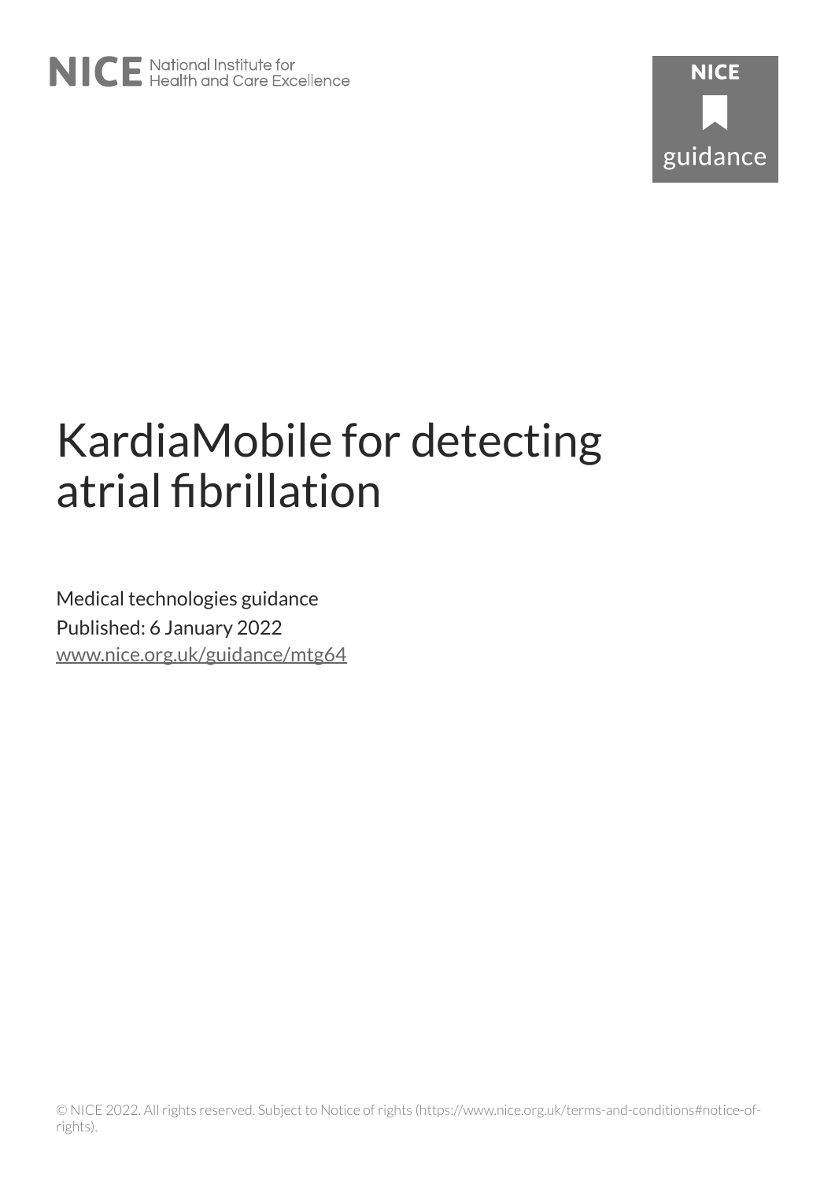# KardiaMobile for detecting atrial fibrillation

Medical technologies guidance

Published: 6 January 2022

www.nice.org.uk/guidance/mtg64

© NICE 2022. All rights reserved. Subject to Notice of rights (https://www.nice.org.uk/terms-and-conditions#notice-of-rights).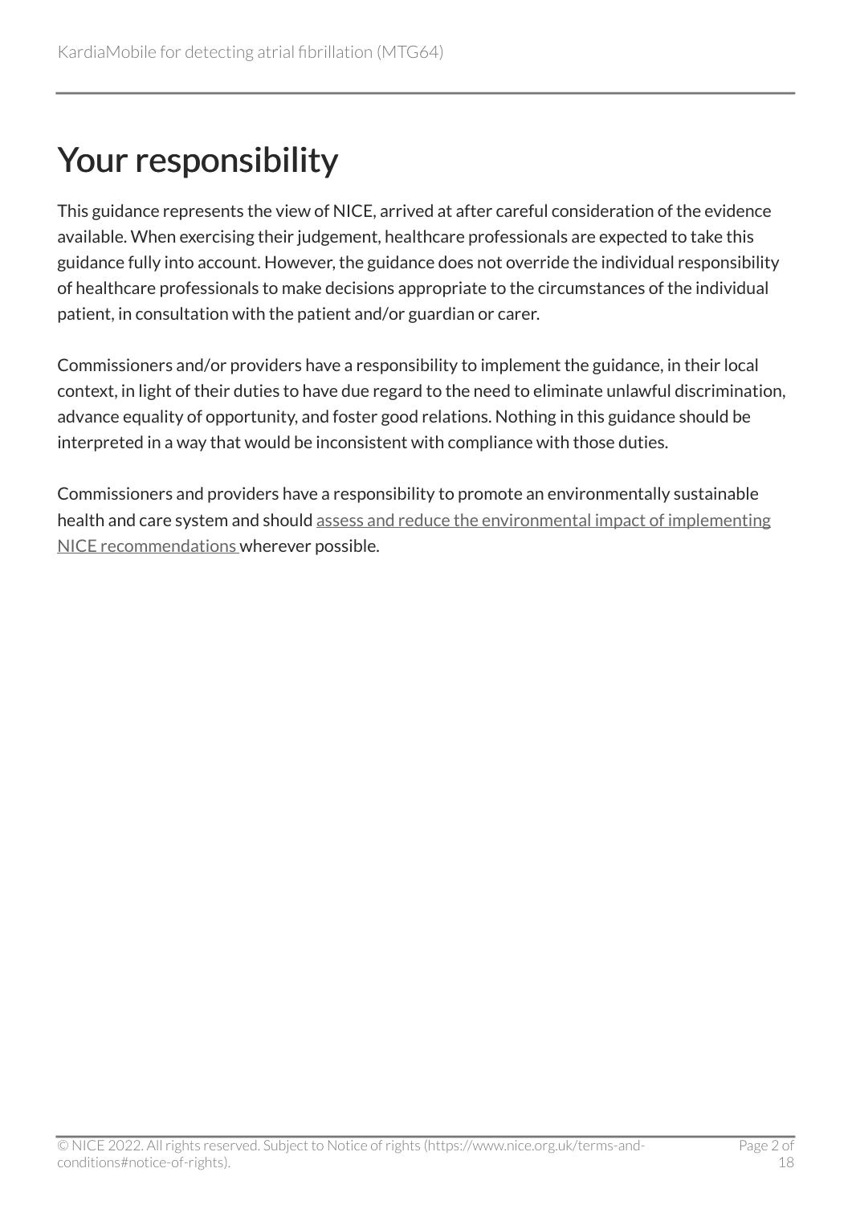# Your responsibility

This guidance represents the view of NICE, arrived at after careful consideration of the evidence available. When exercising their judgement, healthcare professionals are expected to take this guidance fully into account. However, the guidance does not override the individual responsibility of healthcare professionals to make decisions appropriate to the circumstances of the individual patient, in consultation with the patient and/or guardian or carer.

Commissioners and/or providers have a responsibility to implement the guidance, in their local context, in light of their duties to have due regard to the need to eliminate unlawful discrimination, advance equality of opportunity, and foster good relations. Nothing in this guidance should be interpreted in a way that would be inconsistent with compliance with those duties.

Commissioners and providers have a responsibility to promote an environmentally sustainable health and care system and should assess and reduce the environmental impact of implementing NICE recommendations wherever possible.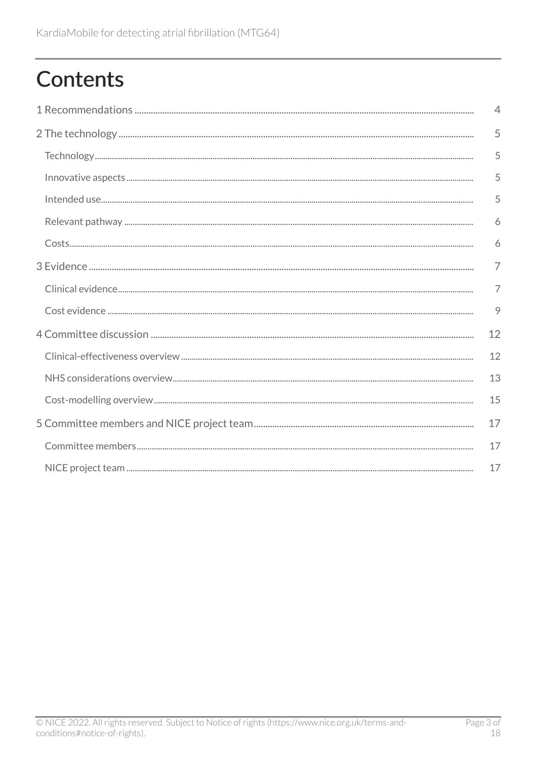# Contents

1 Recommendations .................................................................................................................................... 4

2 The technology ......................................................................................................................................... 5

- Technology ................................................................................................................................................ 5
- Innovative aspects .................................................................................................................................. 5
- Intended use ............................................................................................................................................. 5
- Relevant pathway .................................................................................................................................... 6
- Costs .......................................................................................................................................................... 6

3 Evidence ..................................................................................................................................................... 7

- Clinical evidence ...................................................................................................................................... 7
- Cost evidence ........................................................................................................................................... 9

4 Committee discussion ........................................................................................................................... 12

- Clinical-effectiveness overview ........................................................................................................... 12
- NHS considerations overview .............................................................................................................. 13
- Cost-modelling overview ....................................................................................................................... 15

5 Committee members and NICE project team .................................................................................. 17

- Committee members ............................................................................................................................. 17
- NICE project team .................................................................................................................................. 17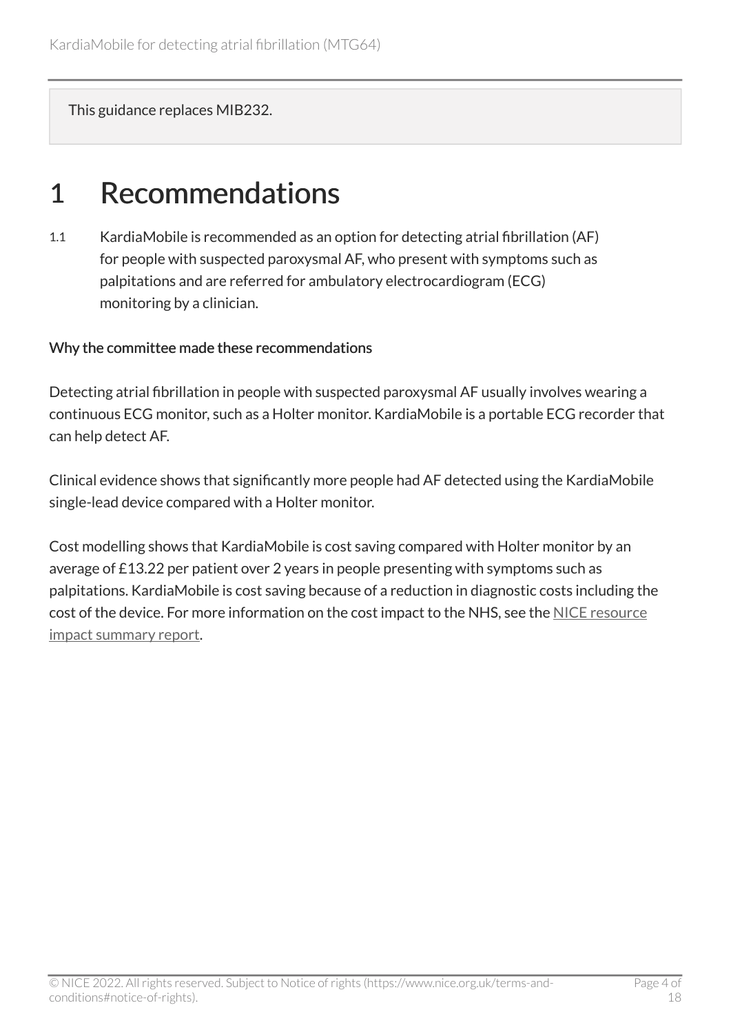This guidance replaces MIB232.

# 1 Recommendations

1.1 KardiaMobile is recommended as an option for detecting atrial fibrillation (AF) for people with suspected paroxysmal AF, who present with symptoms such as palpitations and are referred for ambulatory electrocardiogram (ECG) monitoring by a clinician.

**Why the committee made these recommendations**

Detecting atrial fibrillation in people with suspected paroxysmal AF usually involves wearing a continuous ECG monitor, such as a Holter monitor. KardiaMobile is a portable ECG recorder that can help detect AF.

Clinical evidence shows that significantly more people had AF detected using the KardiaMobile single-lead device compared with a Holter monitor.

Cost modelling shows that KardiaMobile is cost saving compared with Holter monitor by an average of £13.22 per patient over 2 years in people presenting with symptoms such as palpitations. KardiaMobile is cost saving because of a reduction in diagnostic costs including the cost of the device. For more information on the cost impact to the NHS, see the NICE resource impact summary report.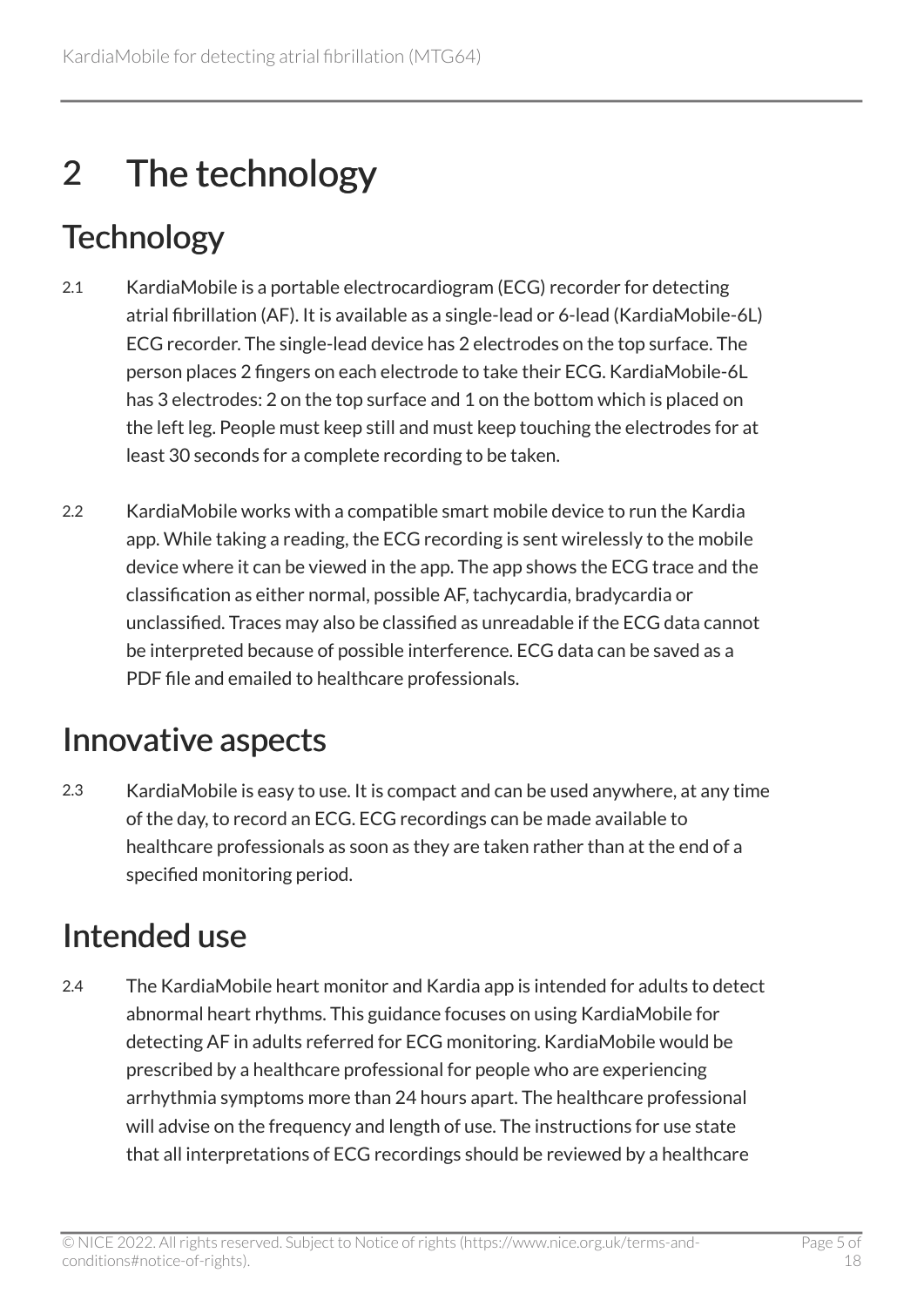# 2 The technology

## Technology

2.1 KardiaMobile is a portable electrocardiogram (ECG) recorder for detecting atrial fibrillation (AF). It is available as a single-lead or 6-lead (KardiaMobile-6L) ECG recorder. The single-lead device has 2 electrodes on the top surface. The person places 2 fingers on each electrode to take their ECG. KardiaMobile-6L has 3 electrodes: 2 on the top surface and 1 on the bottom which is placed on the left leg. People must keep still and must keep touching the electrodes for at least 30 seconds for a complete recording to be taken.

2.2 KardiaMobile works with a compatible smart mobile device to run the Kardia app. While taking a reading, the ECG recording is sent wirelessly to the mobile device where it can be viewed in the app. The app shows the ECG trace and the classification as either normal, possible AF, tachycardia, bradycardia or unclassified. Traces may also be classified as unreadable if the ECG data cannot be interpreted because of possible interference. ECG data can be saved as a PDF file and emailed to healthcare professionals.

## Innovative aspects

2.3 KardiaMobile is easy to use. It is compact and can be used anywhere, at any time of the day, to record an ECG. ECG recordings can be made available to healthcare professionals as soon as they are taken rather than at the end of a specified monitoring period.

## Intended use

2.4 The KardiaMobile heart monitor and Kardia app is intended for adults to detect abnormal heart rhythms. This guidance focuses on using KardiaMobile for detecting AF in adults referred for ECG monitoring. KardiaMobile would be prescribed by a healthcare professional for people who are experiencing arrhythmia symptoms more than 24 hours apart. The healthcare professional will advise on the frequency and length of use. The instructions for use state that all interpretations of ECG recordings should be reviewed by a healthcare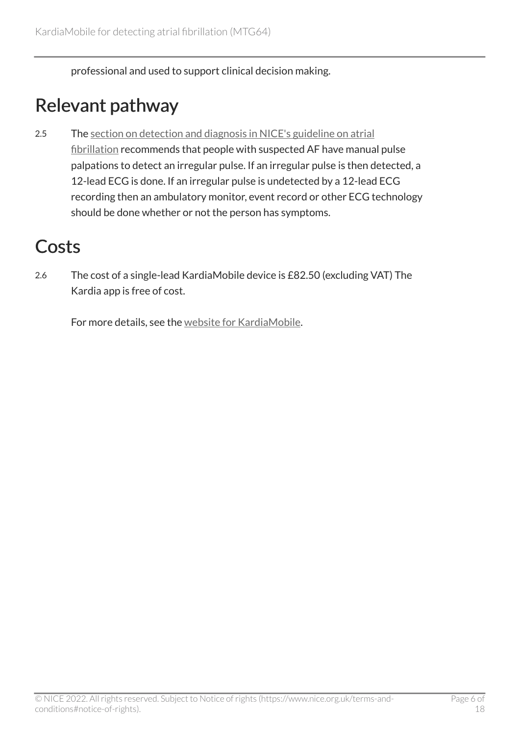professional and used to support clinical decision making.

## Relevant pathway

2.5 The section on detection and diagnosis in NICE's guideline on atrial fibrillation recommends that people with suspected AF have manual pulse palpations to detect an irregular pulse. If an irregular pulse is then detected, a 12-lead ECG is done. If an irregular pulse is undetected by a 12-lead ECG recording then an ambulatory monitor, event record or other ECG technology should be done whether or not the person has symptoms.

## Costs

2.6 The cost of a single-lead KardiaMobile device is £82.50 (excluding VAT) The Kardia app is free of cost.

For more details, see the website for KardiaMobile.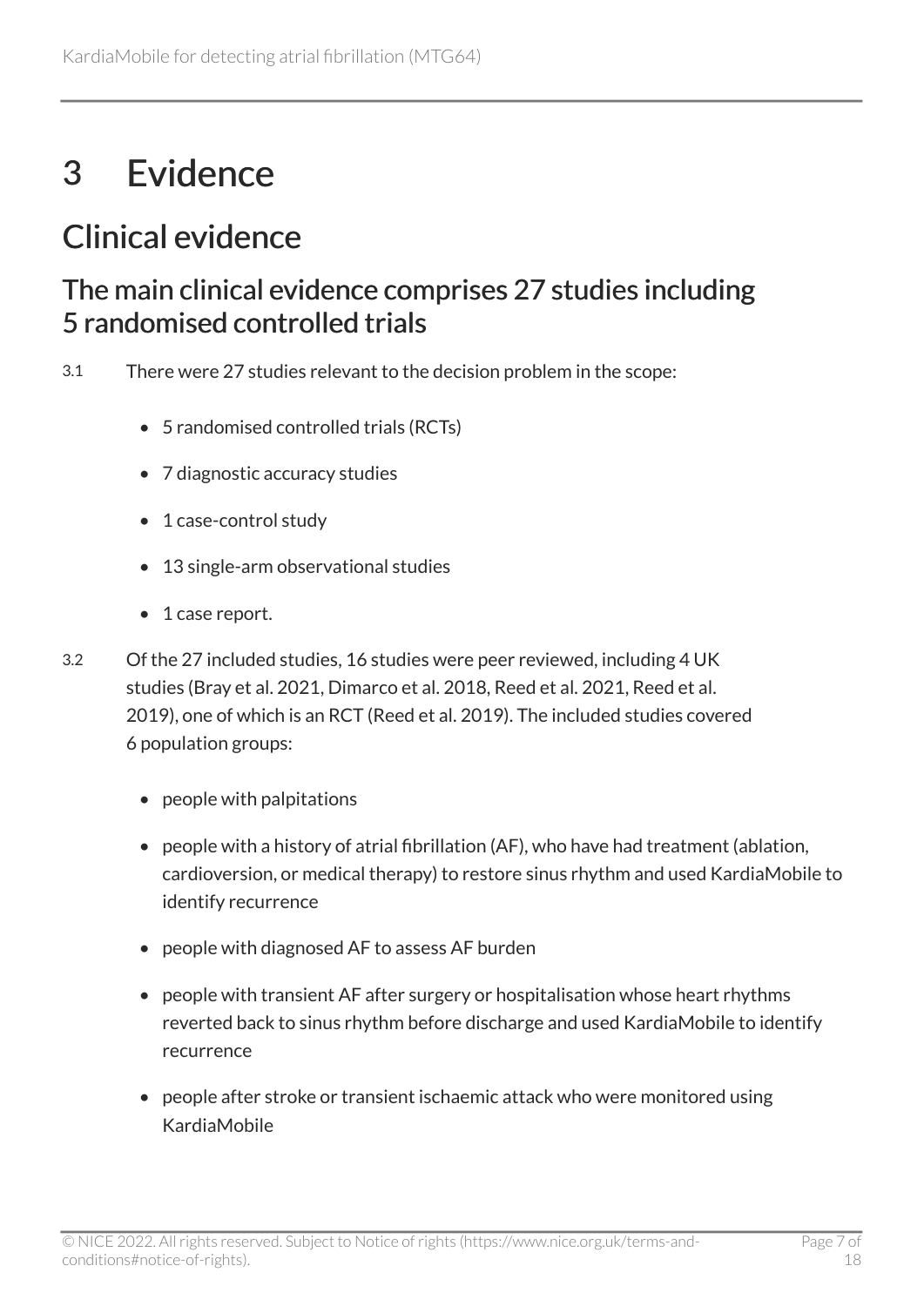# 3 Evidence

## Clinical evidence

### The main clinical evidence comprises 27 studies including 5 randomised controlled trials

3.1 There were 27 studies relevant to the decision problem in the scope:

- 5 randomised controlled trials (RCTs)
- 7 diagnostic accuracy studies
- 1 case-control study
- 13 single-arm observational studies
- 1 case report.

3.2 Of the 27 included studies, 16 studies were peer reviewed, including 4 UK studies (Bray et al. 2021, Dimarco et al. 2018, Reed et al. 2021, Reed et al. 2019), one of which is an RCT (Reed et al. 2019). The included studies covered 6 population groups:

- people with palpitations
- people with a history of atrial fibrillation (AF), who have had treatment (ablation, cardioversion, or medical therapy) to restore sinus rhythm and used KardiaMobile to identify recurrence
- people with diagnosed AF to assess AF burden
- people with transient AF after surgery or hospitalisation whose heart rhythms reverted back to sinus rhythm before discharge and used KardiaMobile to identify recurrence
- people after stroke or transient ischaemic attack who were monitored using KardiaMobile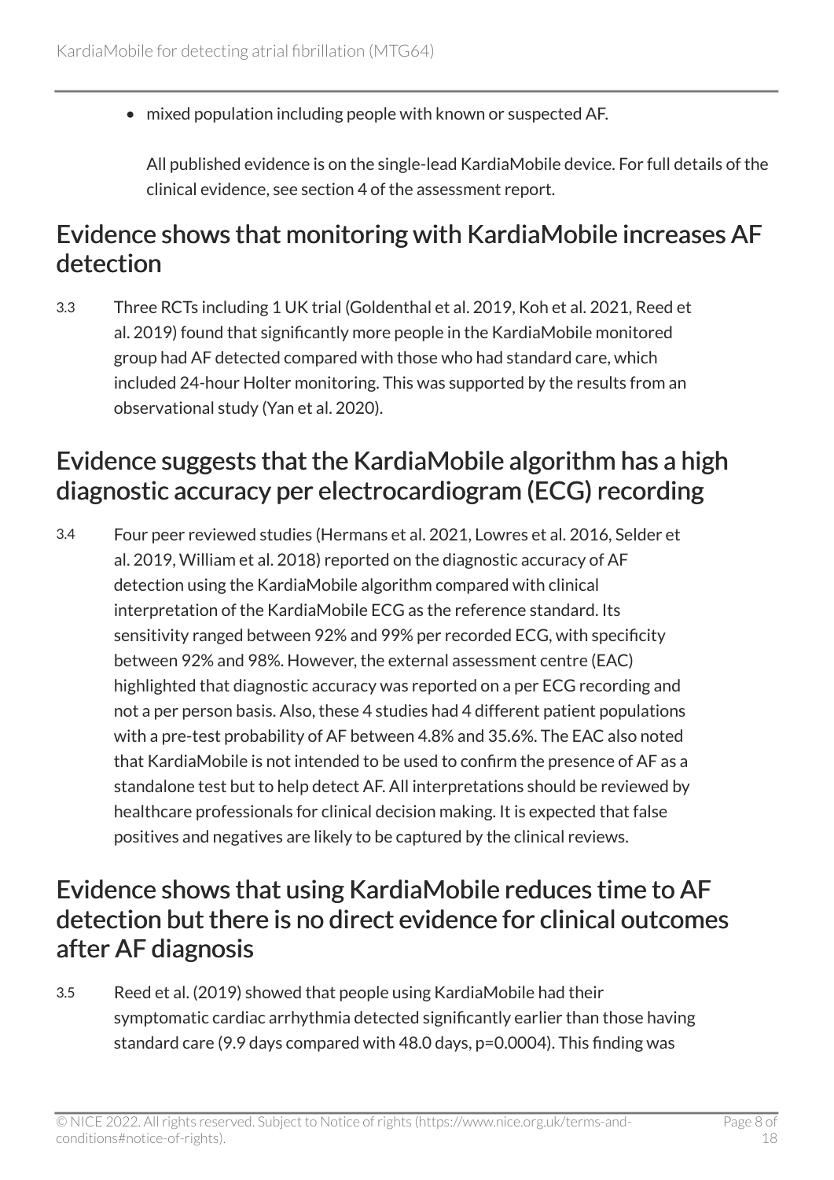- mixed population including people with known or suspected AF.

  All published evidence is on the single-lead KardiaMobile device. For full details of the clinical evidence, see section 4 of the assessment report.

## Evidence shows that monitoring with KardiaMobile increases AF detection

3.3 Three RCTs including 1 UK trial (Goldenthal et al. 2019, Koh et al. 2021, Reed et al. 2019) found that significantly more people in the KardiaMobile monitored group had AF detected compared with those who had standard care, which included 24-hour Holter monitoring. This was supported by the results from an observational study (Yan et al. 2020).

## Evidence suggests that the KardiaMobile algorithm has a high diagnostic accuracy per electrocardiogram (ECG) recording

3.4 Four peer reviewed studies (Hermans et al. 2021, Lowres et al. 2016, Selder et al. 2019, William et al. 2018) reported on the diagnostic accuracy of AF detection using the KardiaMobile algorithm compared with clinical interpretation of the KardiaMobile ECG as the reference standard. Its sensitivity ranged between 92% and 99% per recorded ECG, with specificity between 92% and 98%. However, the external assessment centre (EAC) highlighted that diagnostic accuracy was reported on a per ECG recording and not a per person basis. Also, these 4 studies had 4 different patient populations with a pre-test probability of AF between 4.8% and 35.6%. The EAC also noted that KardiaMobile is not intended to be used to confirm the presence of AF as a standalone test but to help detect AF. All interpretations should be reviewed by healthcare professionals for clinical decision making. It is expected that false positives and negatives are likely to be captured by the clinical reviews.

## Evidence shows that using KardiaMobile reduces time to AF detection but there is no direct evidence for clinical outcomes after AF diagnosis

3.5 Reed et al. (2019) showed that people using KardiaMobile had their symptomatic cardiac arrhythmia detected significantly earlier than those having standard care (9.9 days compared with 48.0 days, p=0.0004). This finding was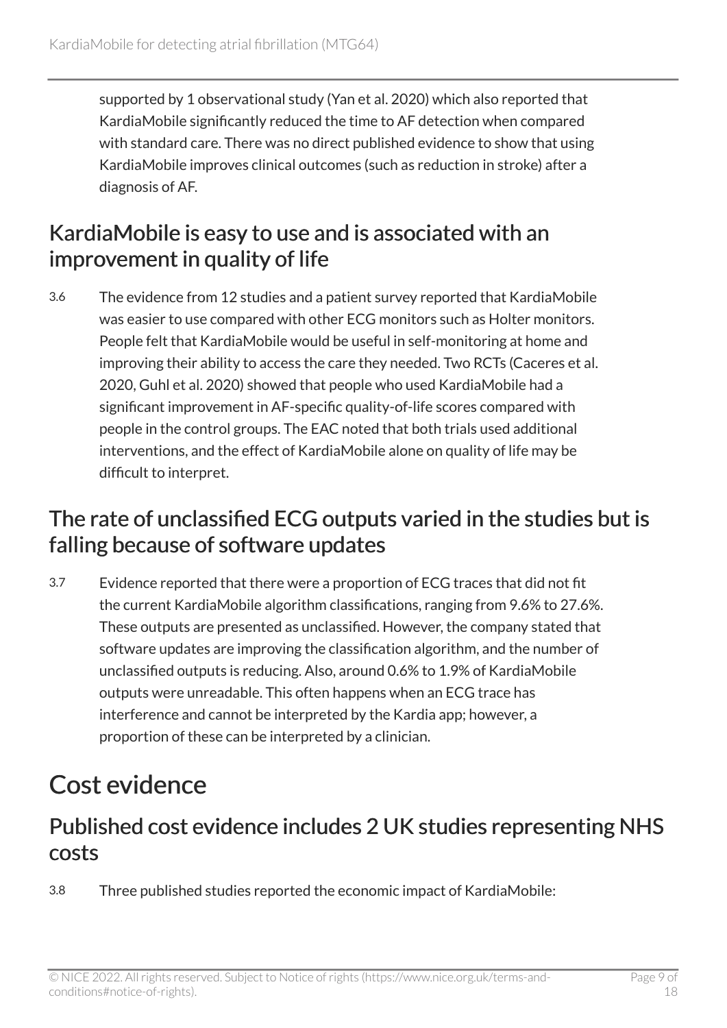supported by 1 observational study (Yan et al. 2020) which also reported that KardiaMobile significantly reduced the time to AF detection when compared with standard care. There was no direct published evidence to show that using KardiaMobile improves clinical outcomes (such as reduction in stroke) after a diagnosis of AF.

## KardiaMobile is easy to use and is associated with an improvement in quality of life

3.6 The evidence from 12 studies and a patient survey reported that KardiaMobile was easier to use compared with other ECG monitors such as Holter monitors. People felt that KardiaMobile would be useful in self-monitoring at home and improving their ability to access the care they needed. Two RCTs (Caceres et al. 2020, Guhl et al. 2020) showed that people who used KardiaMobile had a significant improvement in AF-specific quality-of-life scores compared with people in the control groups. The EAC noted that both trials used additional interventions, and the effect of KardiaMobile alone on quality of life may be difficult to interpret.

## The rate of unclassified ECG outputs varied in the studies but is falling because of software updates

3.7 Evidence reported that there were a proportion of ECG traces that did not fit the current KardiaMobile algorithm classifications, ranging from 9.6% to 27.6%. These outputs are presented as unclassified. However, the company stated that software updates are improving the classification algorithm, and the number of unclassified outputs is reducing. Also, around 0.6% to 1.9% of KardiaMobile outputs were unreadable. This often happens when an ECG trace has interference and cannot be interpreted by the Kardia app; however, a proportion of these can be interpreted by a clinician.

# Cost evidence

## Published cost evidence includes 2 UK studies representing NHS costs

3.8 Three published studies reported the economic impact of KardiaMobile: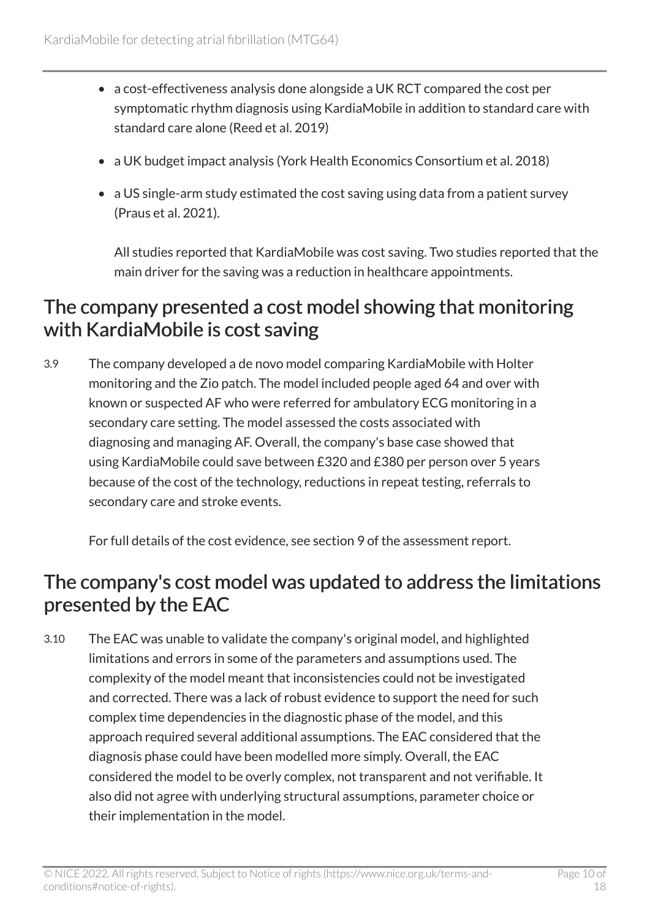- a cost-effectiveness analysis done alongside a UK RCT compared the cost per symptomatic rhythm diagnosis using KardiaMobile in addition to standard care with standard care alone (Reed et al. 2019)
- a UK budget impact analysis (York Health Economics Consortium et al. 2018)
- a US single-arm study estimated the cost saving using data from a patient survey (Praus et al. 2021).

All studies reported that KardiaMobile was cost saving. Two studies reported that the main driver for the saving was a reduction in healthcare appointments.

## The company presented a cost model showing that monitoring with KardiaMobile is cost saving

3.9 The company developed a de novo model comparing KardiaMobile with Holter monitoring and the Zio patch. The model included people aged 64 and over with known or suspected AF who were referred for ambulatory ECG monitoring in a secondary care setting. The model assessed the costs associated with diagnosing and managing AF. Overall, the company's base case showed that using KardiaMobile could save between £320 and £380 per person over 5 years because of the cost of the technology, reductions in repeat testing, referrals to secondary care and stroke events.

For full details of the cost evidence, see section 9 of the assessment report.

## The company's cost model was updated to address the limitations presented by the EAC

3.10 The EAC was unable to validate the company's original model, and highlighted limitations and errors in some of the parameters and assumptions used. The complexity of the model meant that inconsistencies could not be investigated and corrected. There was a lack of robust evidence to support the need for such complex time dependencies in the diagnostic phase of the model, and this approach required several additional assumptions. The EAC considered that the diagnosis phase could have been modelled more simply. Overall, the EAC considered the model to be overly complex, not transparent and not verifiable. It also did not agree with underlying structural assumptions, parameter choice or their implementation in the model.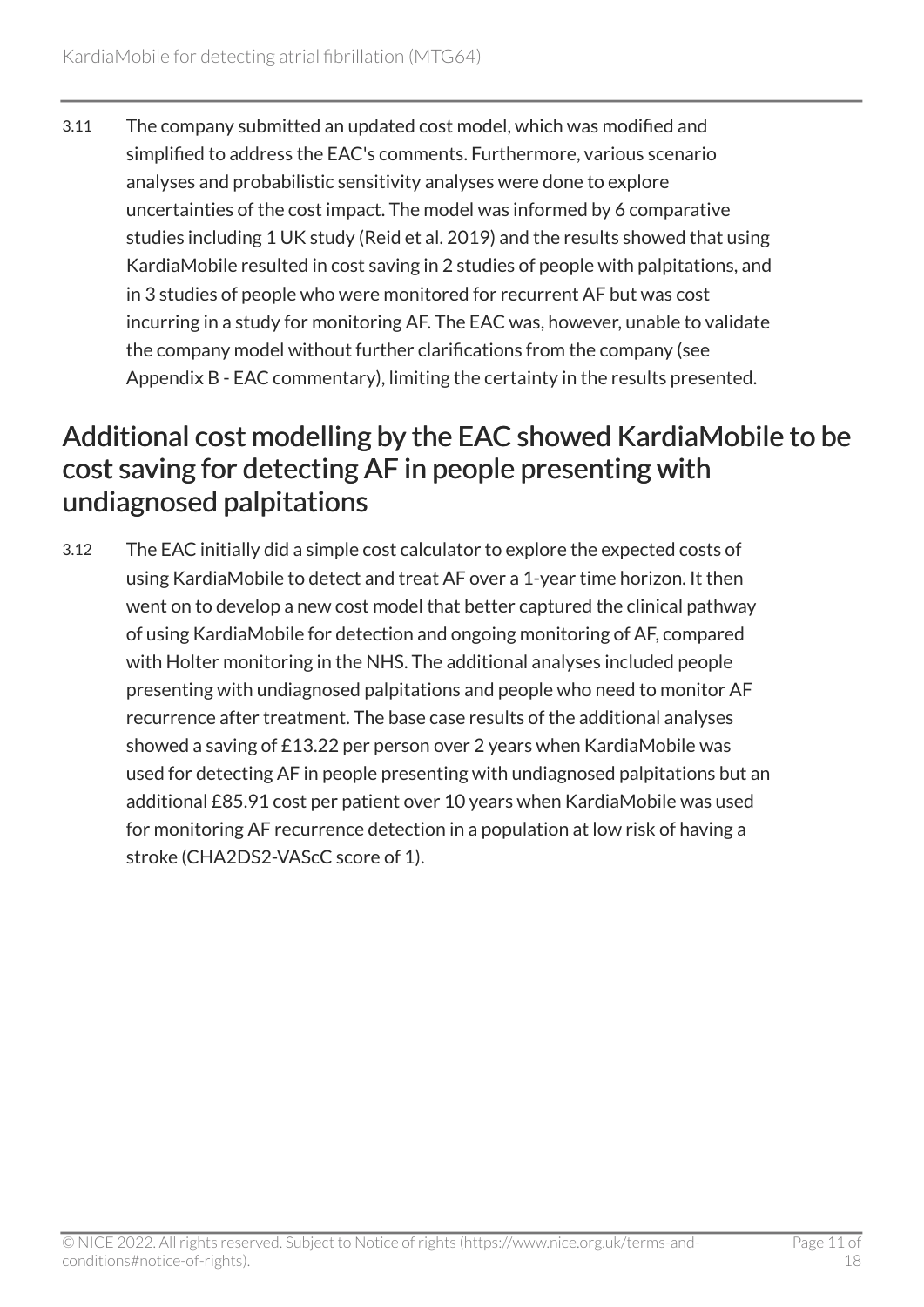3.11 The company submitted an updated cost model, which was modified and simplified to address the EAC's comments. Furthermore, various scenario analyses and probabilistic sensitivity analyses were done to explore uncertainties of the cost impact. The model was informed by 6 comparative studies including 1 UK study (Reid et al. 2019) and the results showed that using KardiaMobile resulted in cost saving in 2 studies of people with palpitations, and in 3 studies of people who were monitored for recurrent AF but was cost incurring in a study for monitoring AF. The EAC was, however, unable to validate the company model without further clarifications from the company (see Appendix B - EAC commentary), limiting the certainty in the results presented.

## Additional cost modelling by the EAC showed KardiaMobile to be cost saving for detecting AF in people presenting with undiagnosed palpitations

3.12 The EAC initially did a simple cost calculator to explore the expected costs of using KardiaMobile to detect and treat AF over a 1-year time horizon. It then went on to develop a new cost model that better captured the clinical pathway of using KardiaMobile for detection and ongoing monitoring of AF, compared with Holter monitoring in the NHS. The additional analyses included people presenting with undiagnosed palpitations and people who need to monitor AF recurrence after treatment. The base case results of the additional analyses showed a saving of £13.22 per person over 2 years when KardiaMobile was used for detecting AF in people presenting with undiagnosed palpitations but an additional £85.91 cost per patient over 10 years when KardiaMobile was used for monitoring AF recurrence detection in a population at low risk of having a stroke (CHA2DS2-VAScC score of 1).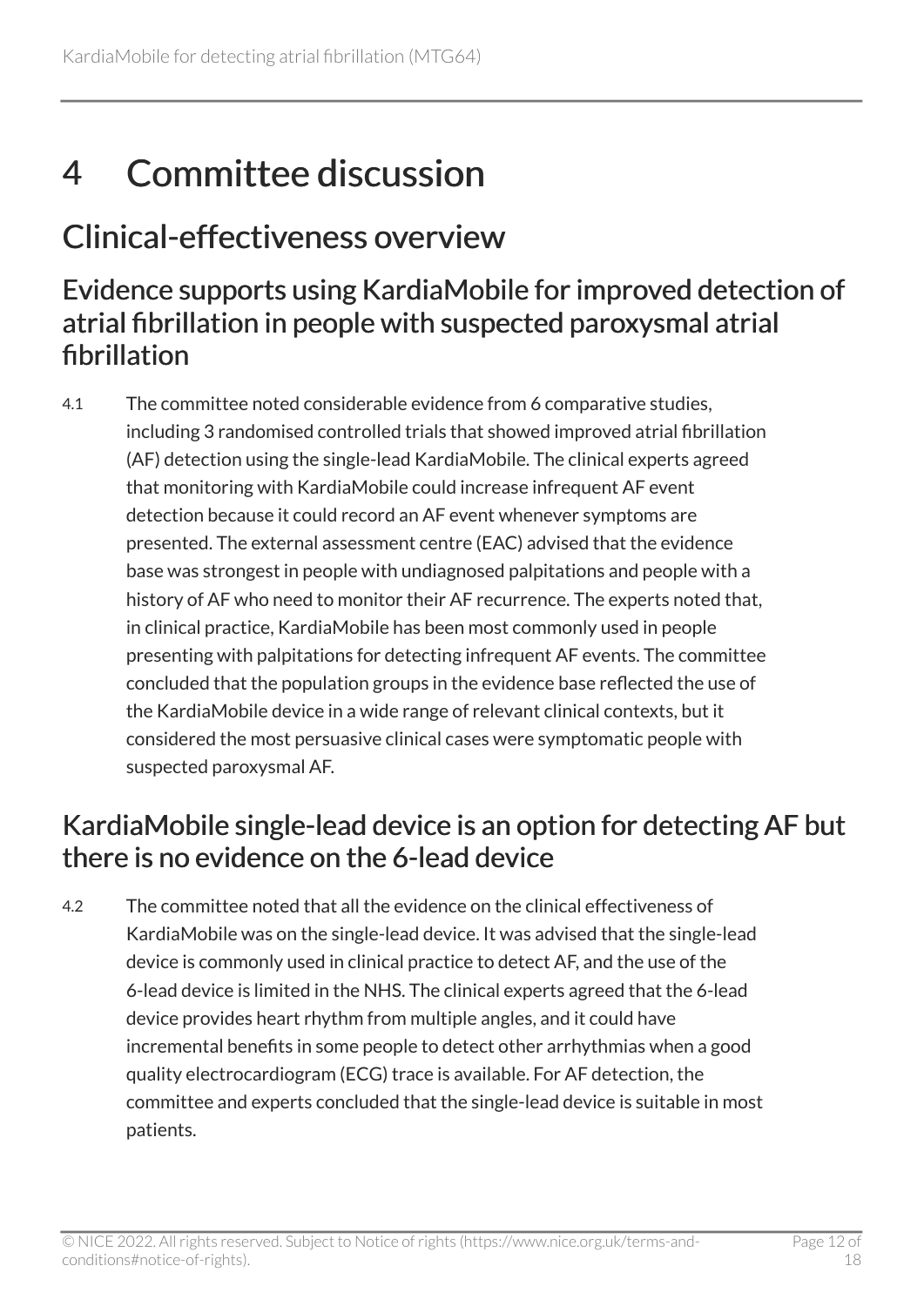# 4 Committee discussion

## Clinical-effectiveness overview

### Evidence supports using KardiaMobile for improved detection of atrial fibrillation in people with suspected paroxysmal atrial fibrillation

4.1 The committee noted considerable evidence from 6 comparative studies, including 3 randomised controlled trials that showed improved atrial fibrillation (AF) detection using the single-lead KardiaMobile. The clinical experts agreed that monitoring with KardiaMobile could increase infrequent AF event detection because it could record an AF event whenever symptoms are presented. The external assessment centre (EAC) advised that the evidence base was strongest in people with undiagnosed palpitations and people with a history of AF who need to monitor their AF recurrence. The experts noted that, in clinical practice, KardiaMobile has been most commonly used in people presenting with palpitations for detecting infrequent AF events. The committee concluded that the population groups in the evidence base reflected the use of the KardiaMobile device in a wide range of relevant clinical contexts, but it considered the most persuasive clinical cases were symptomatic people with suspected paroxysmal AF.

### KardiaMobile single-lead device is an option for detecting AF but there is no evidence on the 6-lead device

4.2 The committee noted that all the evidence on the clinical effectiveness of KardiaMobile was on the single-lead device. It was advised that the single-lead device is commonly used in clinical practice to detect AF, and the use of the 6-lead device is limited in the NHS. The clinical experts agreed that the 6-lead device provides heart rhythm from multiple angles, and it could have incremental benefits in some people to detect other arrhythmias when a good quality electrocardiogram (ECG) trace is available. For AF detection, the committee and experts concluded that the single-lead device is suitable in most patients.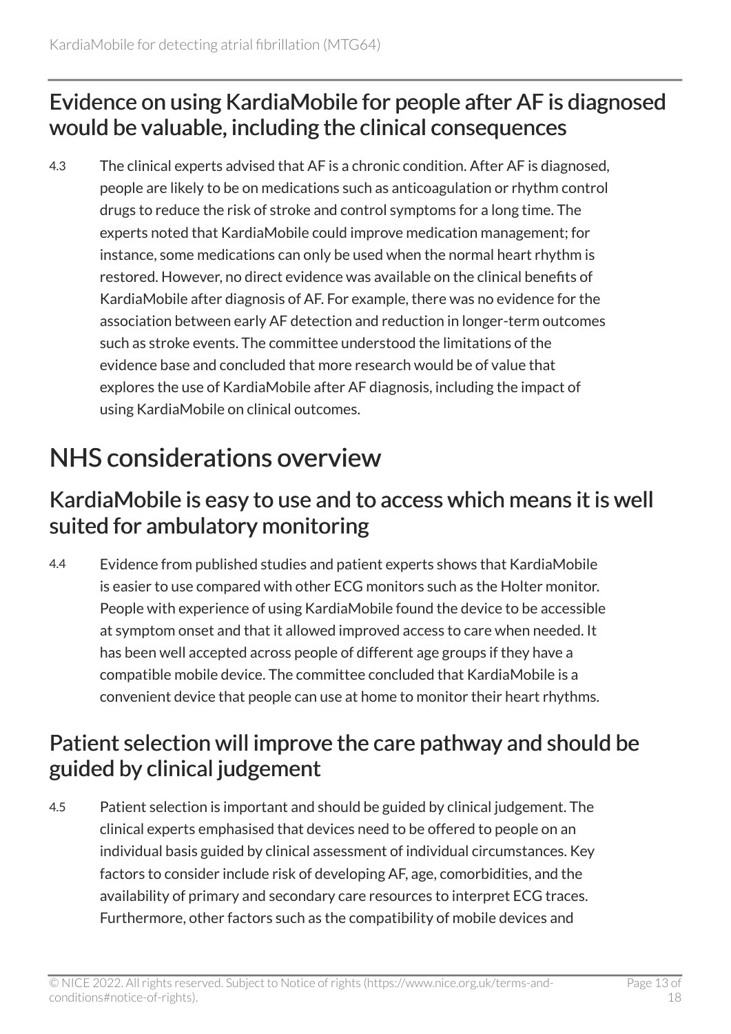## Evidence on using KardiaMobile for people after AF is diagnosed would be valuable, including the clinical consequences

4.3 The clinical experts advised that AF is a chronic condition. After AF is diagnosed, people are likely to be on medications such as anticoagulation or rhythm control drugs to reduce the risk of stroke and control symptoms for a long time. The experts noted that KardiaMobile could improve medication management; for instance, some medications can only be used when the normal heart rhythm is restored. However, no direct evidence was available on the clinical benefits of KardiaMobile after diagnosis of AF. For example, there was no evidence for the association between early AF detection and reduction in longer-term outcomes such as stroke events. The committee understood the limitations of the evidence base and concluded that more research would be of value that explores the use of KardiaMobile after AF diagnosis, including the impact of using KardiaMobile on clinical outcomes.

# NHS considerations overview

## KardiaMobile is easy to use and to access which means it is well suited for ambulatory monitoring

4.4 Evidence from published studies and patient experts shows that KardiaMobile is easier to use compared with other ECG monitors such as the Holter monitor. People with experience of using KardiaMobile found the device to be accessible at symptom onset and that it allowed improved access to care when needed. It has been well accepted across people of different age groups if they have a compatible mobile device. The committee concluded that KardiaMobile is a convenient device that people can use at home to monitor their heart rhythms.

## Patient selection will improve the care pathway and should be guided by clinical judgement

4.5 Patient selection is important and should be guided by clinical judgement. The clinical experts emphasised that devices need to be offered to people on an individual basis guided by clinical assessment of individual circumstances. Key factors to consider include risk of developing AF, age, comorbidities, and the availability of primary and secondary care resources to interpret ECG traces. Furthermore, other factors such as the compatibility of mobile devices and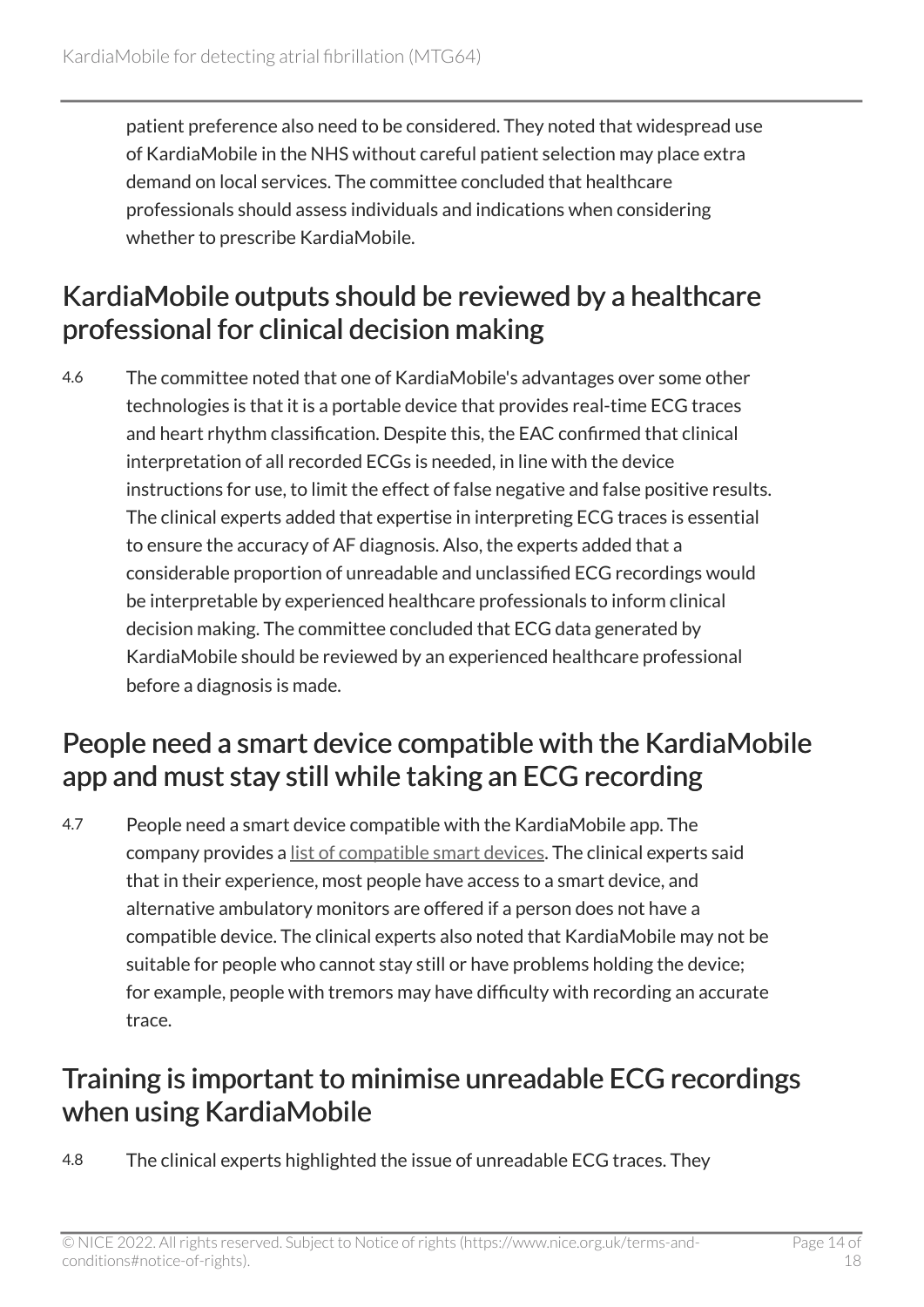patient preference also need to be considered. They noted that widespread use of KardiaMobile in the NHS without careful patient selection may place extra demand on local services. The committee concluded that healthcare professionals should assess individuals and indications when considering whether to prescribe KardiaMobile.

## KardiaMobile outputs should be reviewed by a healthcare professional for clinical decision making

4.6 The committee noted that one of KardiaMobile's advantages over some other technologies is that it is a portable device that provides real-time ECG traces and heart rhythm classification. Despite this, the EAC confirmed that clinical interpretation of all recorded ECGs is needed, in line with the device instructions for use, to limit the effect of false negative and false positive results. The clinical experts added that expertise in interpreting ECG traces is essential to ensure the accuracy of AF diagnosis. Also, the experts added that a considerable proportion of unreadable and unclassified ECG recordings would be interpretable by experienced healthcare professionals to inform clinical decision making. The committee concluded that ECG data generated by KardiaMobile should be reviewed by an experienced healthcare professional before a diagnosis is made.

## People need a smart device compatible with the KardiaMobile app and must stay still while taking an ECG recording

4.7 People need a smart device compatible with the KardiaMobile app. The company provides a list of compatible smart devices. The clinical experts said that in their experience, most people have access to a smart device, and alternative ambulatory monitors are offered if a person does not have a compatible device. The clinical experts also noted that KardiaMobile may not be suitable for people who cannot stay still or have problems holding the device; for example, people with tremors may have difficulty with recording an accurate trace.

## Training is important to minimise unreadable ECG recordings when using KardiaMobile

4.8 The clinical experts highlighted the issue of unreadable ECG traces. They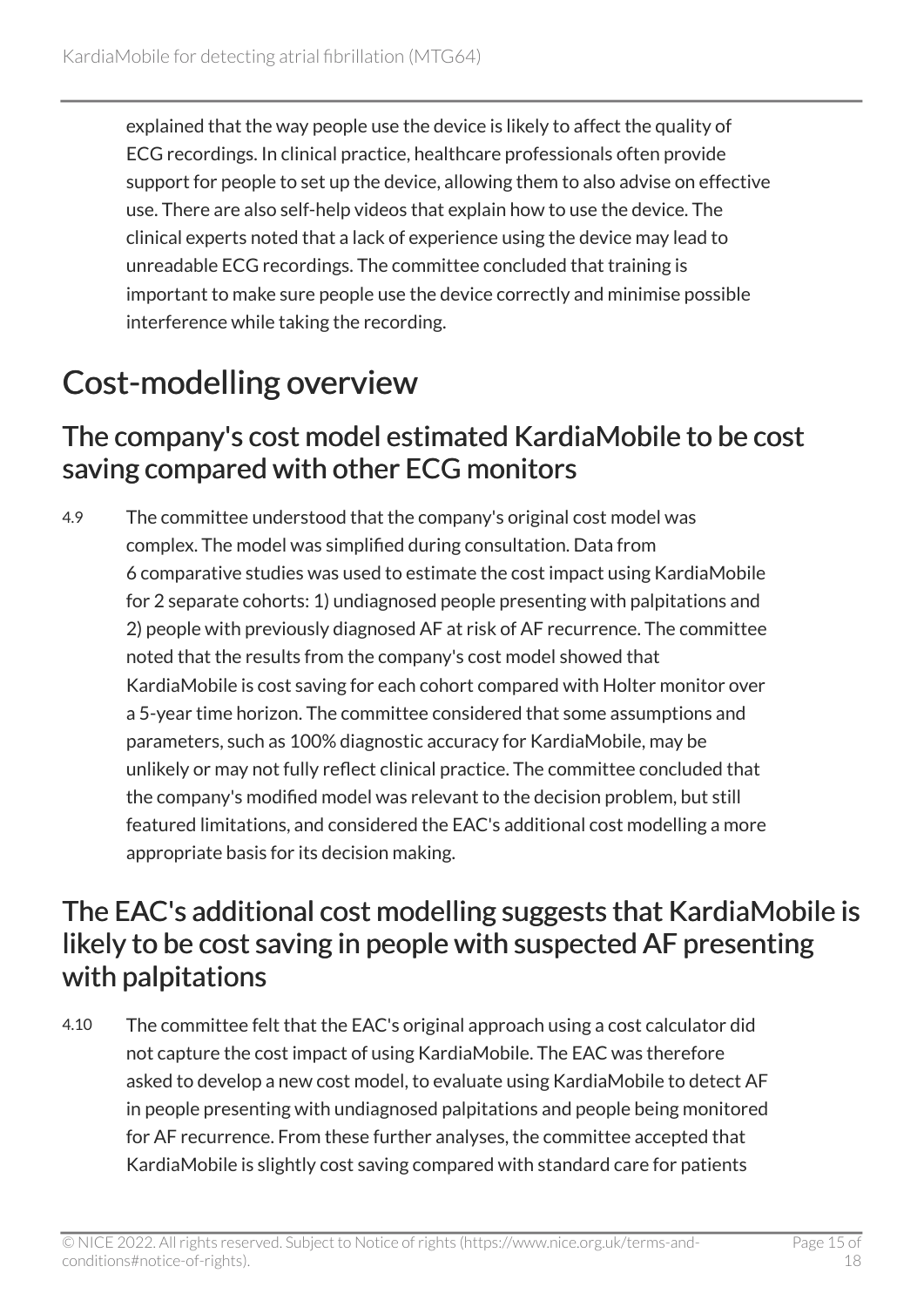explained that the way people use the device is likely to affect the quality of ECG recordings. In clinical practice, healthcare professionals often provide support for people to set up the device, allowing them to also advise on effective use. There are also self-help videos that explain how to use the device. The clinical experts noted that a lack of experience using the device may lead to unreadable ECG recordings. The committee concluded that training is important to make sure people use the device correctly and minimise possible interference while taking the recording.

# Cost-modelling overview

## The company's cost model estimated KardiaMobile to be cost saving compared with other ECG monitors

4.9 The committee understood that the company's original cost model was complex. The model was simplified during consultation. Data from 6 comparative studies was used to estimate the cost impact using KardiaMobile for 2 separate cohorts: 1) undiagnosed people presenting with palpitations and 2) people with previously diagnosed AF at risk of AF recurrence. The committee noted that the results from the company's cost model showed that KardiaMobile is cost saving for each cohort compared with Holter monitor over a 5-year time horizon. The committee considered that some assumptions and parameters, such as 100% diagnostic accuracy for KardiaMobile, may be unlikely or may not fully reflect clinical practice. The committee concluded that the company's modified model was relevant to the decision problem, but still featured limitations, and considered the EAC's additional cost modelling a more appropriate basis for its decision making.

## The EAC's additional cost modelling suggests that KardiaMobile is likely to be cost saving in people with suspected AF presenting with palpitations

4.10 The committee felt that the EAC's original approach using a cost calculator did not capture the cost impact of using KardiaMobile. The EAC was therefore asked to develop a new cost model, to evaluate using KardiaMobile to detect AF in people presenting with undiagnosed palpitations and people being monitored for AF recurrence. From these further analyses, the committee accepted that KardiaMobile is slightly cost saving compared with standard care for patients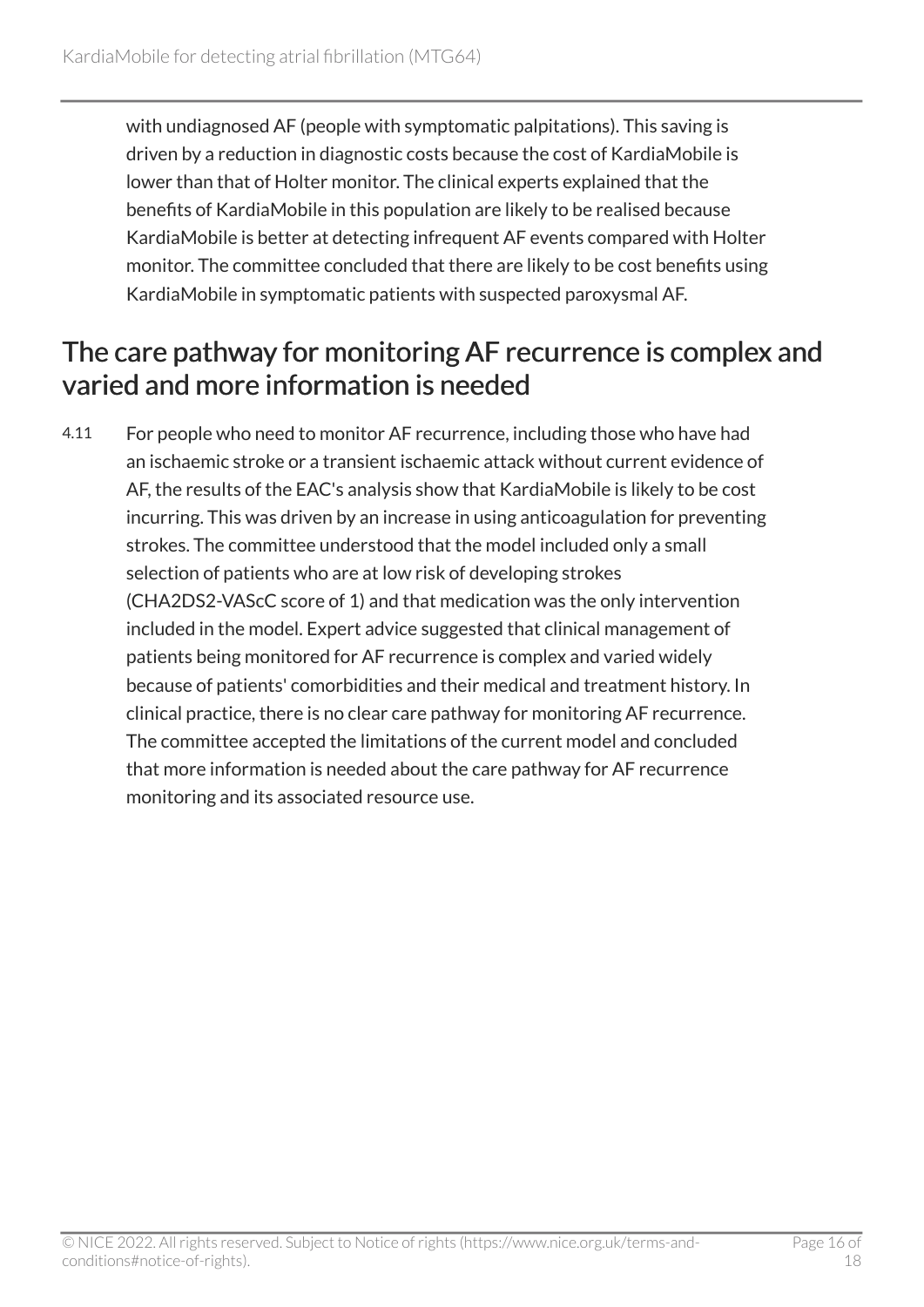with undiagnosed AF (people with symptomatic palpitations). This saving is driven by a reduction in diagnostic costs because the cost of KardiaMobile is lower than that of Holter monitor. The clinical experts explained that the benefits of KardiaMobile in this population are likely to be realised because KardiaMobile is better at detecting infrequent AF events compared with Holter monitor. The committee concluded that there are likely to be cost benefits using KardiaMobile in symptomatic patients with suspected paroxysmal AF.

## The care pathway for monitoring AF recurrence is complex and varied and more information is needed

4.11 For people who need to monitor AF recurrence, including those who have had an ischaemic stroke or a transient ischaemic attack without current evidence of AF, the results of the EAC's analysis show that KardiaMobile is likely to be cost incurring. This was driven by an increase in using anticoagulation for preventing strokes. The committee understood that the model included only a small selection of patients who are at low risk of developing strokes (CHA2DS2-VAScC score of 1) and that medication was the only intervention included in the model. Expert advice suggested that clinical management of patients being monitored for AF recurrence is complex and varied widely because of patients' comorbidities and their medical and treatment history. In clinical practice, there is no clear care pathway for monitoring AF recurrence. The committee accepted the limitations of the current model and concluded that more information is needed about the care pathway for AF recurrence monitoring and its associated resource use.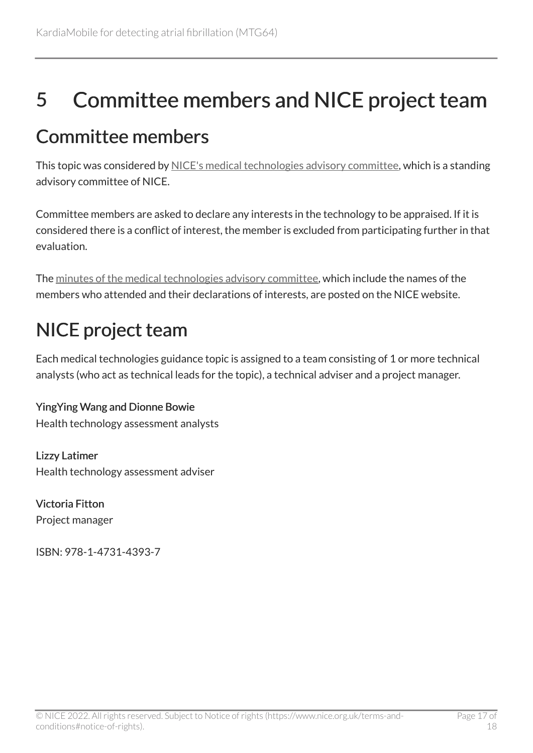# 5 Committee members and NICE project team

## Committee members

This topic was considered by NICE's medical technologies advisory committee, which is a standing advisory committee of NICE.

Committee members are asked to declare any interests in the technology to be appraised. If it is considered there is a conflict of interest, the member is excluded from participating further in that evaluation.

The minutes of the medical technologies advisory committee, which include the names of the members who attended and their declarations of interests, are posted on the NICE website.

## NICE project team

Each medical technologies guidance topic is assigned to a team consisting of 1 or more technical analysts (who act as technical leads for the topic), a technical adviser and a project manager.

**YingYing Wang and Dionne Bowie**
Health technology assessment analysts

**Lizzy Latimer**
Health technology assessment adviser

**Victoria Fitton**
Project manager

ISBN: 978-1-4731-4393-7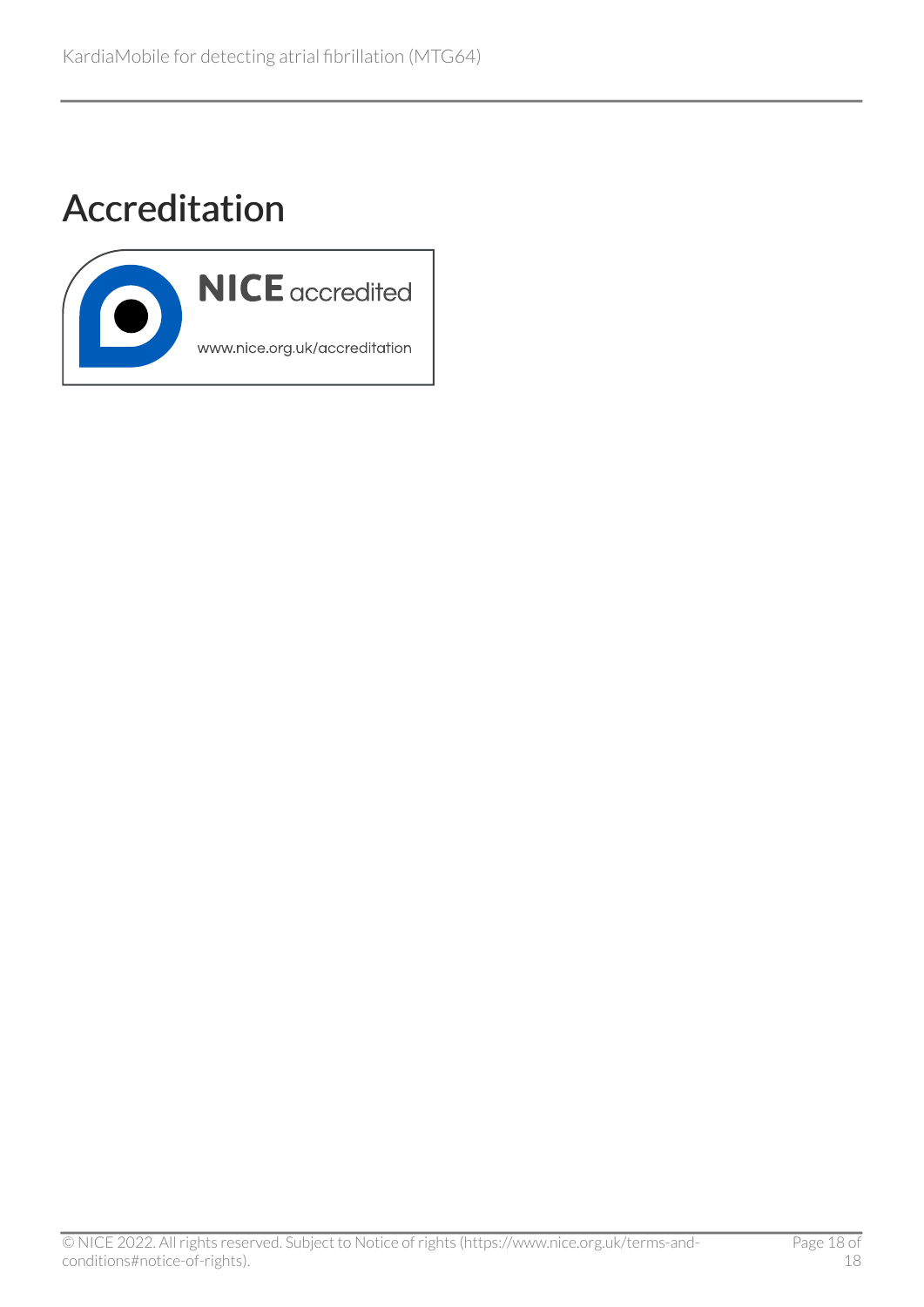# Accreditation

NICE accredited

www.nice.org.uk/accreditation